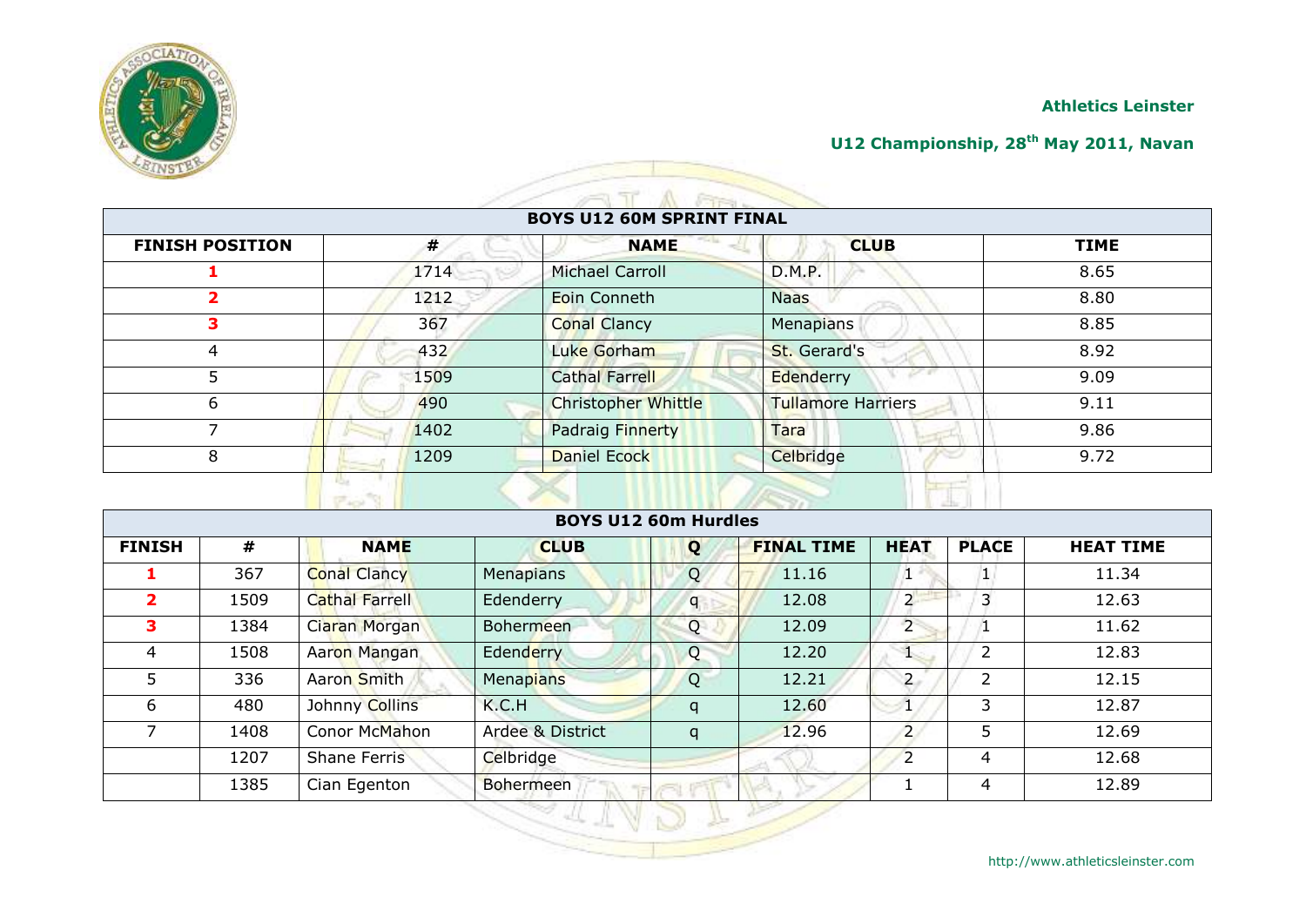**Athletics Leinster**

**U12 Championship, 28th May 2011, Navan**

| BOYS U12 60M SPRINT FINAL | | | | |
|---|---|---|---|---|
| **FINISH POSITION** | **#** | **NAME** | **CLUB** | **TIME** |
| **1** | 1714 | Michael Carroll | D.M.P. | 8.65 |
| **2** | 1212 | Eoin Conneth | Naas | 8.80 |
| **3** | 367 | Conal Clancy | Menapians | 8.85 |
| 4 | 432 | Luke Gorham | St. Gerard's | 8.92 |
| 5 | 1509 | Cathal Farrell | Edenderry | 9.09 |
| 6 | 490 | Christopher Whittle | Tullamore Harriers | 9.11 |
| 7 | 1402 | Padraig Finnerty | Tara | 9.86 |
| 8 | 1209 | Daniel Ecock | Celbridge | 9.72 |

| BOYS U12 60m Hurdles | | | | | | | | |
|---|---|---|---|---|---|---|---|---|
| **FINISH** | **#** | **NAME** | **CLUB** | **Q** | **FINAL TIME** | **HEAT** | **PLACE** | **HEAT TIME** |
| **1** | 367 | Conal Clancy | Menapians | Q | 11.16 | 1 | 1 | 11.34 |
| **2** | 1509 | Cathal Farrell | Edenderry | q | 12.08 | 2 | 3 | 12.63 |
| **3** | 1384 | Ciaran Morgan | Bohermeen | Q | 12.09 | 2 | 1 | 11.62 |
| 4 | 1508 | Aaron Mangan | Edenderry | Q | 12.20 | 1 | 2 | 12.83 |
| 5 | 336 | Aaron Smith | Menapians | Q | 12.21 | 2 | 2 | 12.15 |
| 6 | 480 | Johnny Collins | K.C.H | q | 12.60 | 1 | 3 | 12.87 |
| 7 | 1408 | Conor McMahon | Ardee & District | q | 12.96 | 2 | 5 | 12.69 |
| | 1207 | Shane Ferris | Celbridge | | | 2 | 4 | 12.68 |
| | 1385 | Cian Egenton | Bohermeen | | | 1 | 4 | 12.89 |

http://www.athleticsleinster.com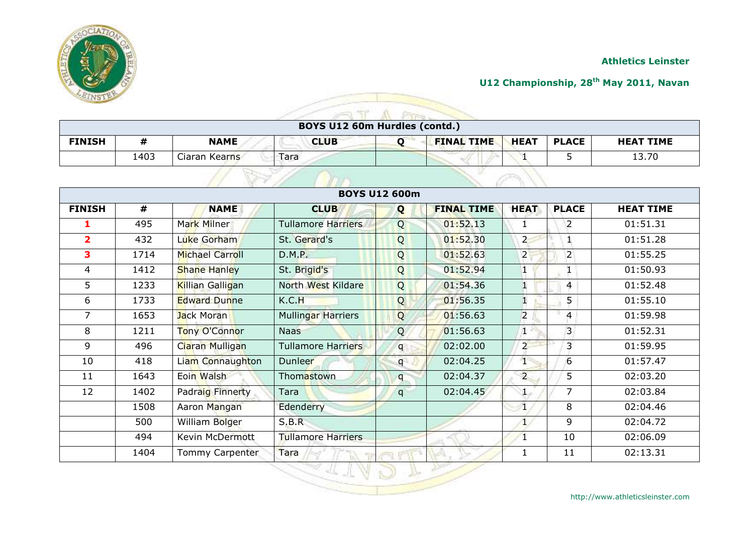Athletics Leinster

U12 Championship, 28th May 2011, Navan

| BOYS U12 60m Hurdles (contd.) | | | | | | | | |
|---|---|---|---|---|---|---|---|---|
| **FINISH** | **#** | **NAME** | **CLUB** | **Q** | **FINAL TIME** | **HEAT** | **PLACE** | **HEAT TIME** |
| | 1403 | Ciaran Kearns | Tara | | | 1 | 5 | 13.70 |

| BOYS U12 600m | | | | | | | | |
|---|---|---|---|---|---|---|---|---|
| **FINISH** | **#** | **NAME** | **CLUB** | **Q** | **FINAL TIME** | **HEAT** | **PLACE** | **HEAT TIME** |
| **1** | 495 | Mark Milner | Tullamore Harriers | Q | 01:52.13 | 1 | 2 | 01:51.31 |
| **2** | 432 | Luke Gorham | St. Gerard's | Q | 01:52.30 | 2 | 1 | 01:51.28 |
| **3** | 1714 | Michael Carroll | D.M.P. | Q | 01:52.63 | 2 | 2 | 01:55.25 |
| 4 | 1412 | Shane Hanley | St. Brigid's | Q | 01:52.94 | 1 | 1 | 01:50.93 |
| 5 | 1233 | Killian Galligan | North West Kildare | Q | 01:54.36 | 1 | 4 | 01:52.48 |
| 6 | 1733 | Edward Dunne | K.C.H | Q | 01:56.35 | 1 | 5 | 01:55.10 |
| 7 | 1653 | Jack Moran | Mullingar Harriers | Q | 01:56.63 | 2 | 4 | 01:59.98 |
| 8 | 1211 | Tony O'Connor | Naas | Q | 01:56.63 | 1 | 3 | 01:52.31 |
| 9 | 496 | Ciaran Mulligan | Tullamore Harriers | q | 02:02.00 | 2 | 3 | 01:59.95 |
| 10 | 418 | Liam Connaughton | Dunleer | q | 02:04.25 | 1 | 6 | 01:57.47 |
| 11 | 1643 | Eoin Walsh | Thomastown | q | 02:04.37 | 2 | 5 | 02:03.20 |
| 12 | 1402 | Padraig Finnerty | Tara | q | 02:04.45 | 1 | 7 | 02:03.84 |
| | 1508 | Aaron Mangan | Edenderry | | | 1 | 8 | 02:04.46 |
| | 500 | William Bolger | S.B.R | | | 1 | 9 | 02:04.72 |
| | 494 | Kevin McDermott | Tullamore Harriers | | | 1 | 10 | 02:06.09 |
| | 1404 | Tommy Carpenter | Tara | | | 1 | 11 | 02:13.31 |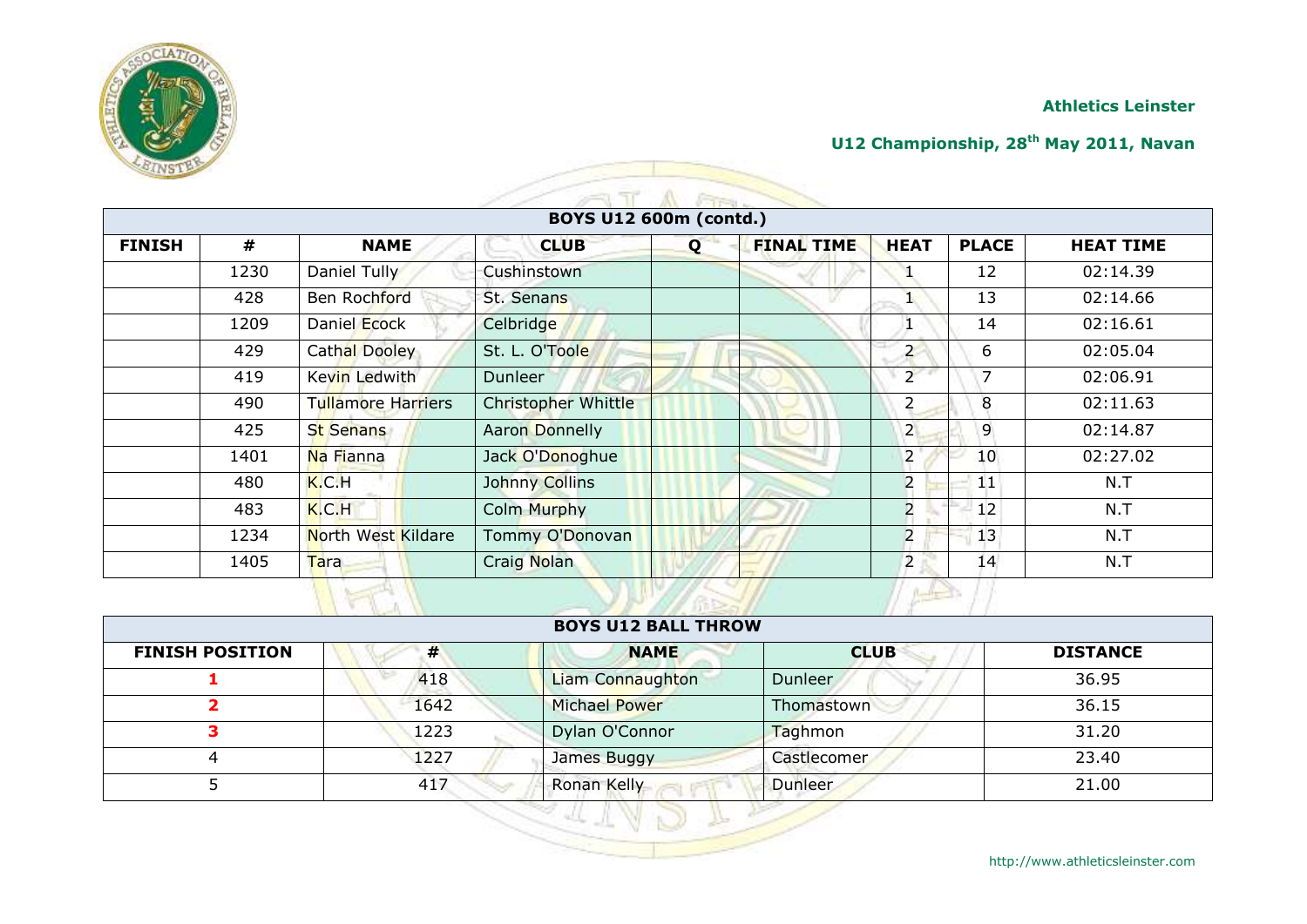**Athletics Leinster**

**U12 Championship, 28th May 2011, Navan**

| BOYS U12 600m (contd.) | | | | | | | | |
|---|---|---|---|---|---|---|---|---|
| **FINISH** | **#** | **NAME** | **CLUB** | **Q** | **FINAL TIME** | **HEAT** | **PLACE** | **HEAT TIME** |
| | 1230 | Daniel Tully | Cushinstown | | | 1 | 12 | 02:14.39 |
| | 428 | Ben Rochford | St. Senans | | | 1 | 13 | 02:14.66 |
| | 1209 | Daniel Ecock | Celbridge | | | 1 | 14 | 02:16.61 |
| | 429 | Cathal Dooley | St. L. O'Toole | | | 2 | 6 | 02:05.04 |
| | 419 | Kevin Ledwith | Dunleer | | | 2 | 7 | 02:06.91 |
| | 490 | Tullamore Harriers | Christopher Whittle | | | 2 | 8 | 02:11.63 |
| | 425 | St Senans | Aaron Donnelly | | | 2 | 9 | 02:14.87 |
| | 1401 | Na Fianna | Jack O'Donoghue | | | 2 | 10 | 02:27.02 |
| | 480 | K.C.H | Johnny Collins | | | 2 | 11 | N.T |
| | 483 | K.C.H | Colm Murphy | | | 2 | 12 | N.T |
| | 1234 | North West Kildare | Tommy O'Donovan | | | 2 | 13 | N.T |
| | 1405 | Tara | Craig Nolan | | | 2 | 14 | N.T |

| BOYS U12 BALL THROW | | | | |
|---|---|---|---|---|
| **FINISH POSITION** | **#** | **NAME** | **CLUB** | **DISTANCE** |
| **1** | 418 | Liam Connaughton | Dunleer | 36.95 |
| **2** | 1642 | Michael Power | Thomastown | 36.15 |
| **3** | 1223 | Dylan O'Connor | Taghmon | 31.20 |
| 4 | 1227 | James Buggy | Castlecomer | 23.40 |
| 5 | 417 | Ronan Kelly | Dunleer | 21.00 |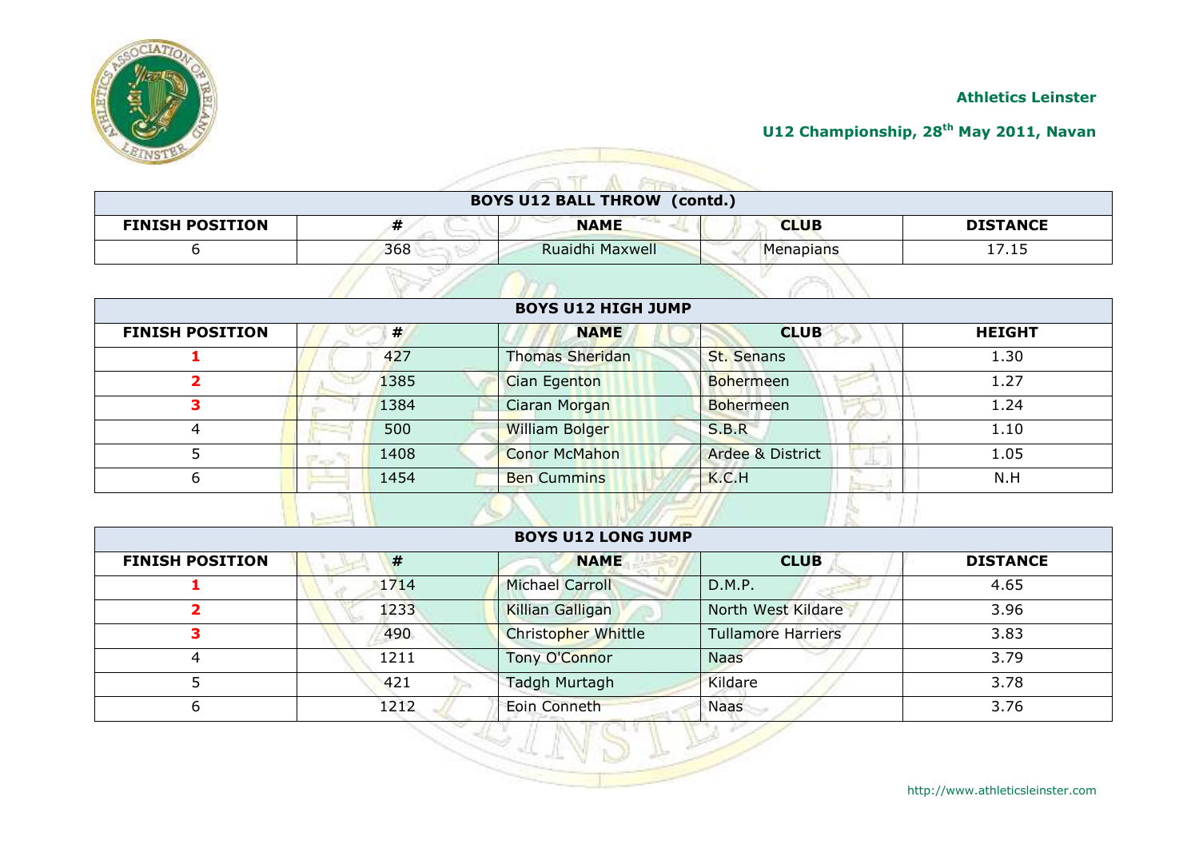Athletics Leinster

U12 Championship, 28th May 2011, Navan

| BOYS U12 BALL THROW (contd.) | | | | |
|---|---|---|---|---|
| **FINISH POSITION** | **#** | **NAME** | **CLUB** | **DISTANCE** |
| 6 | 368 | Ruaidhi Maxwell | Menapians | 17.15 |

| BOYS U12 HIGH JUMP | | | | |
|---|---|---|---|---|
| **FINISH POSITION** | **#** | **NAME** | **CLUB** | **HEIGHT** |
| **1** | 427 | Thomas Sheridan | St. Senans | 1.30 |
| **2** | 1385 | Cian Egenton | Bohermeen | 1.27 |
| **3** | 1384 | Ciaran Morgan | Bohermeen | 1.24 |
| 4 | 500 | William Bolger | S.B.R | 1.10 |
| 5 | 1408 | Conor McMahon | Ardee & District | 1.05 |
| 6 | 1454 | Ben Cummins | K.C.H | N.H |

| BOYS U12 LONG JUMP | | | | |
|---|---|---|---|---|
| **FINISH POSITION** | **#** | **NAME** | **CLUB** | **DISTANCE** |
| **1** | 1714 | Michael Carroll | D.M.P. | 4.65 |
| **2** | 1233 | Killian Galligan | North West Kildare | 3.96 |
| **3** | 490 | Christopher Whittle | Tullamore Harriers | 3.83 |
| 4 | 1211 | Tony O'Connor | Naas | 3.79 |
| 5 | 421 | Tadgh Murtagh | Kildare | 3.78 |
| 6 | 1212 | Eoin Conneth | Naas | 3.76 |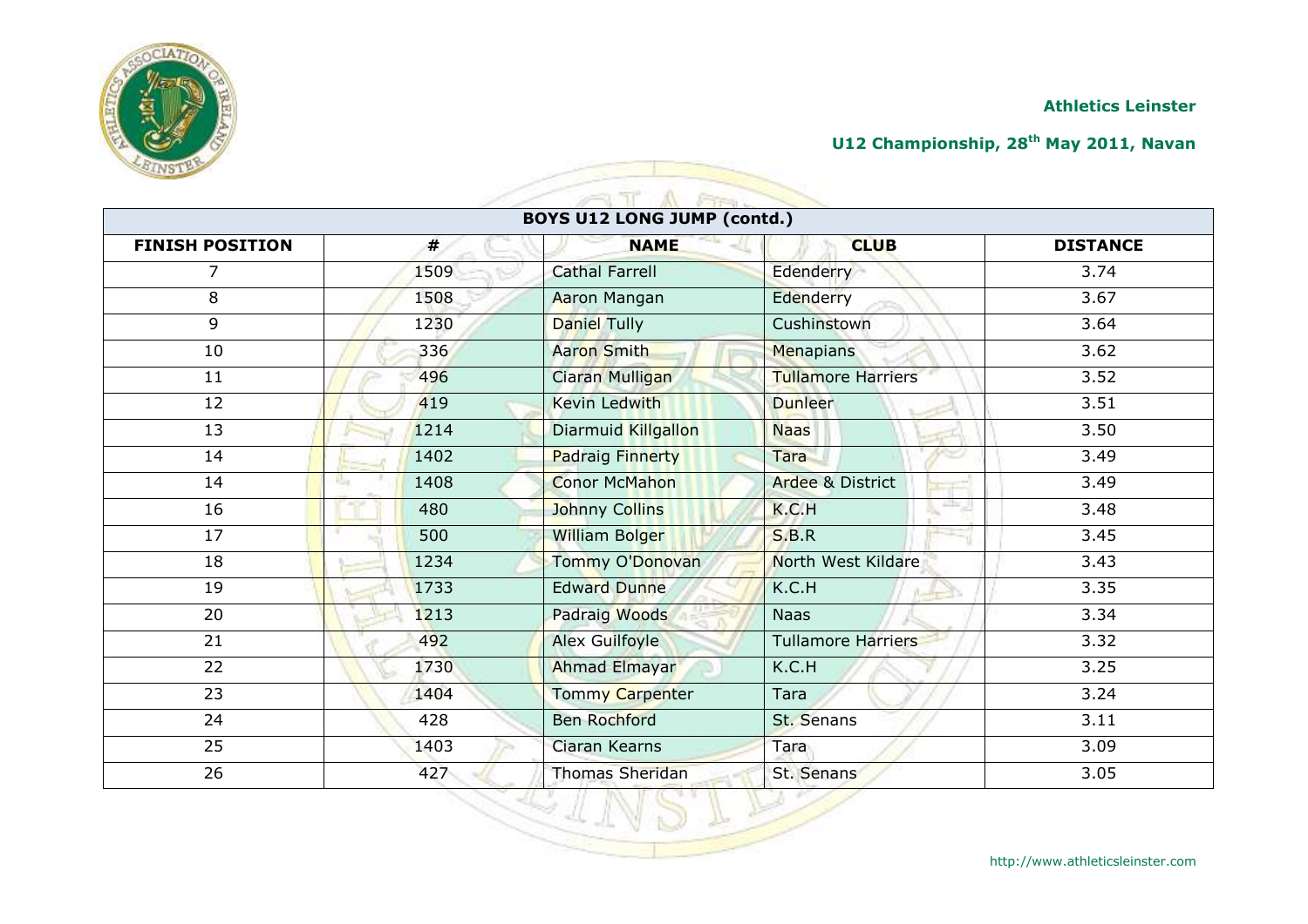**Athletics Leinster**

**U12 Championship, 28th May 2011, Navan**

| BOYS U12 LONG JUMP (contd.) | | | | |
|---|---|---|---|---|
| **FINISH POSITION** | **#** | **NAME** | **CLUB** | **DISTANCE** |
| 7 | 1509 | Cathal Farrell | Edenderry | 3.74 |
| 8 | 1508 | Aaron Mangan | Edenderry | 3.67 |
| 9 | 1230 | Daniel Tully | Cushinstown | 3.64 |
| 10 | 336 | Aaron Smith | Menapians | 3.62 |
| 11 | 496 | Ciaran Mulligan | Tullamore Harriers | 3.52 |
| 12 | 419 | Kevin Ledwith | Dunleer | 3.51 |
| 13 | 1214 | Diarmuid Killgallon | Naas | 3.50 |
| 14 | 1402 | Padraig Finnerty | Tara | 3.49 |
| 14 | 1408 | Conor McMahon | Ardee & District | 3.49 |
| 16 | 480 | Johnny Collins | K.C.H | 3.48 |
| 17 | 500 | William Bolger | S.B.R | 3.45 |
| 18 | 1234 | Tommy O'Donovan | North West Kildare | 3.43 |
| 19 | 1733 | Edward Dunne | K.C.H | 3.35 |
| 20 | 1213 | Padraig Woods | Naas | 3.34 |
| 21 | 492 | Alex Guilfoyle | Tullamore Harriers | 3.32 |
| 22 | 1730 | Ahmad Elmayar | K.C.H | 3.25 |
| 23 | 1404 | Tommy Carpenter | Tara | 3.24 |
| 24 | 428 | Ben Rochford | St. Senans | 3.11 |
| 25 | 1403 | Ciaran Kearns | Tara | 3.09 |
| 26 | 427 | Thomas Sheridan | St. Senans | 3.05 |

http://www.athleticsleinster.com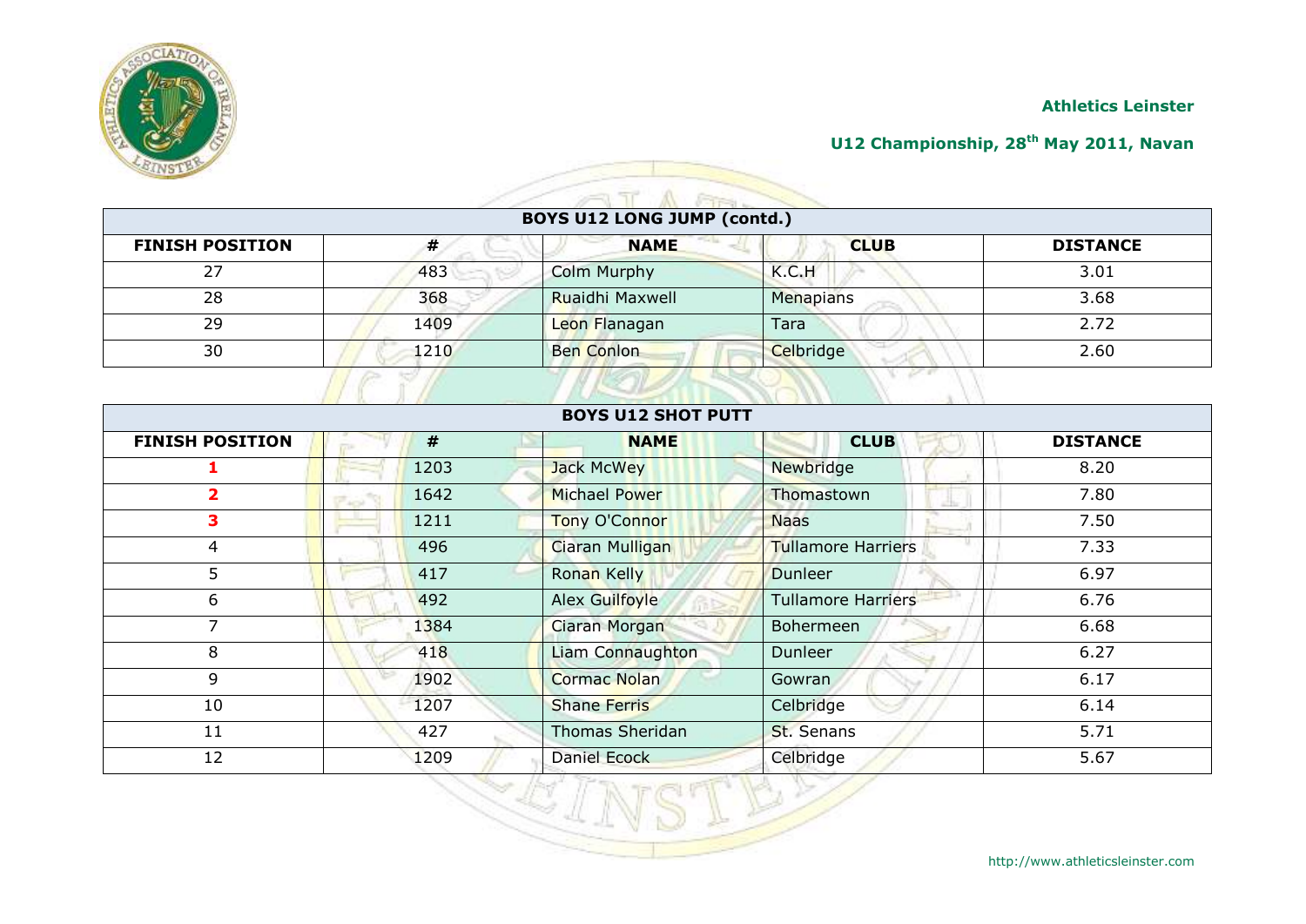Athletics Leinster

U12 Championship, 28th May 2011, Navan

| BOYS U12 LONG JUMP (contd.) | | | | |
|---|---|---|---|---|
| **FINISH POSITION** | **#** | **NAME** | **CLUB** | **DISTANCE** |
| 27 | 483 | Colm Murphy | K.C.H | 3.01 |
| 28 | 368 | Ruaidhi Maxwell | Menapians | 3.68 |
| 29 | 1409 | Leon Flanagan | Tara | 2.72 |
| 30 | 1210 | Ben Conlon | Celbridge | 2.60 |

| BOYS U12 SHOT PUTT | | | | |
|---|---|---|---|---|
| **FINISH POSITION** | **#** | **NAME** | **CLUB** | **DISTANCE** |
| **1** | 1203 | Jack McWey | Newbridge | 8.20 |
| **2** | 1642 | Michael Power | Thomastown | 7.80 |
| **3** | 1211 | Tony O'Connor | Naas | 7.50 |
| 4 | 496 | Ciaran Mulligan | Tullamore Harriers | 7.33 |
| 5 | 417 | Ronan Kelly | Dunleer | 6.97 |
| 6 | 492 | Alex Guilfoyle | Tullamore Harriers | 6.76 |
| 7 | 1384 | Ciaran Morgan | Bohermeen | 6.68 |
| 8 | 418 | Liam Connaughton | Dunleer | 6.27 |
| 9 | 1902 | Cormac Nolan | Gowran | 6.17 |
| 10 | 1207 | Shane Ferris | Celbridge | 6.14 |
| 11 | 427 | Thomas Sheridan | St. Senans | 5.71 |
| 12 | 1209 | Daniel Ecock | Celbridge | 5.67 |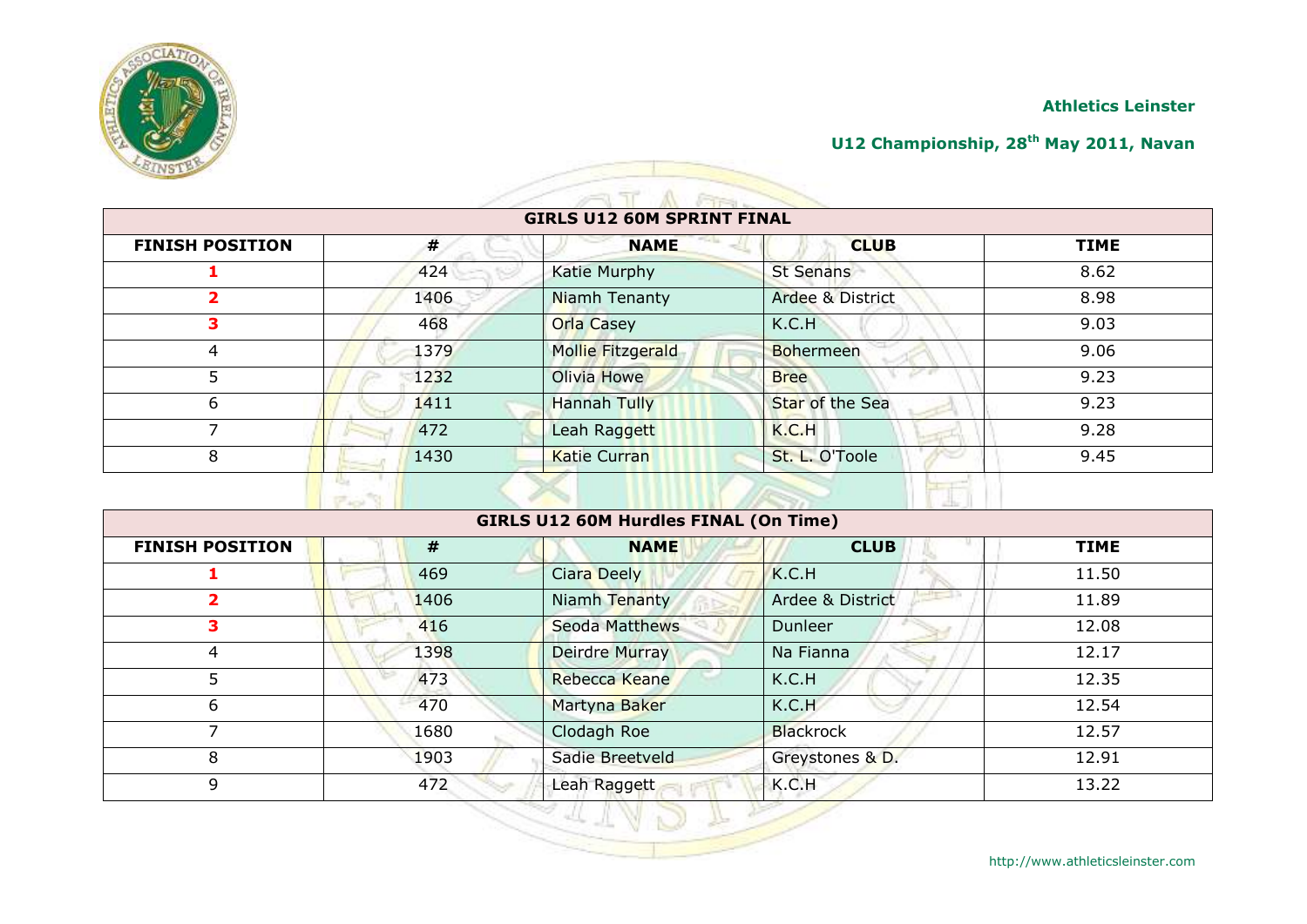Athletics Leinster

U12 Championship, 28th May 2011, Navan

| GIRLS U12 60M SPRINT FINAL | | | | |
|---|---|---|---|---|
| **FINISH POSITION** | **#** | **NAME** | **CLUB** | **TIME** |
| **1** | 424 | Katie Murphy | St Senans | 8.62 |
| **2** | 1406 | Niamh Tenanty | Ardee & District | 8.98 |
| **3** | 468 | Orla Casey | K.C.H | 9.03 |
| 4 | 1379 | Mollie Fitzgerald | Bohermeen | 9.06 |
| 5 | 1232 | Olivia Howe | Bree | 9.23 |
| 6 | 1411 | Hannah Tully | Star of the Sea | 9.23 |
| 7 | 472 | Leah Raggett | K.C.H | 9.28 |
| 8 | 1430 | Katie Curran | St. L. O'Toole | 9.45 |

| GIRLS U12 60M Hurdles FINAL (On Time) | | | | |
|---|---|---|---|---|
| **FINISH POSITION** | **#** | **NAME** | **CLUB** | **TIME** |
| **1** | 469 | Ciara Deely | K.C.H | 11.50 |
| **2** | 1406 | Niamh Tenanty | Ardee & District | 11.89 |
| **3** | 416 | Seoda Matthews | Dunleer | 12.08 |
| 4 | 1398 | Deirdre Murray | Na Fianna | 12.17 |
| 5 | 473 | Rebecca Keane | K.C.H | 12.35 |
| 6 | 470 | Martyna Baker | K.C.H | 12.54 |
| 7 | 1680 | Clodagh Roe | Blackrock | 12.57 |
| 8 | 1903 | Sadie Breetveld | Greystones & D. | 12.91 |
| 9 | 472 | Leah Raggett | K.C.H | 13.22 |

http://www.athleticsleinster.com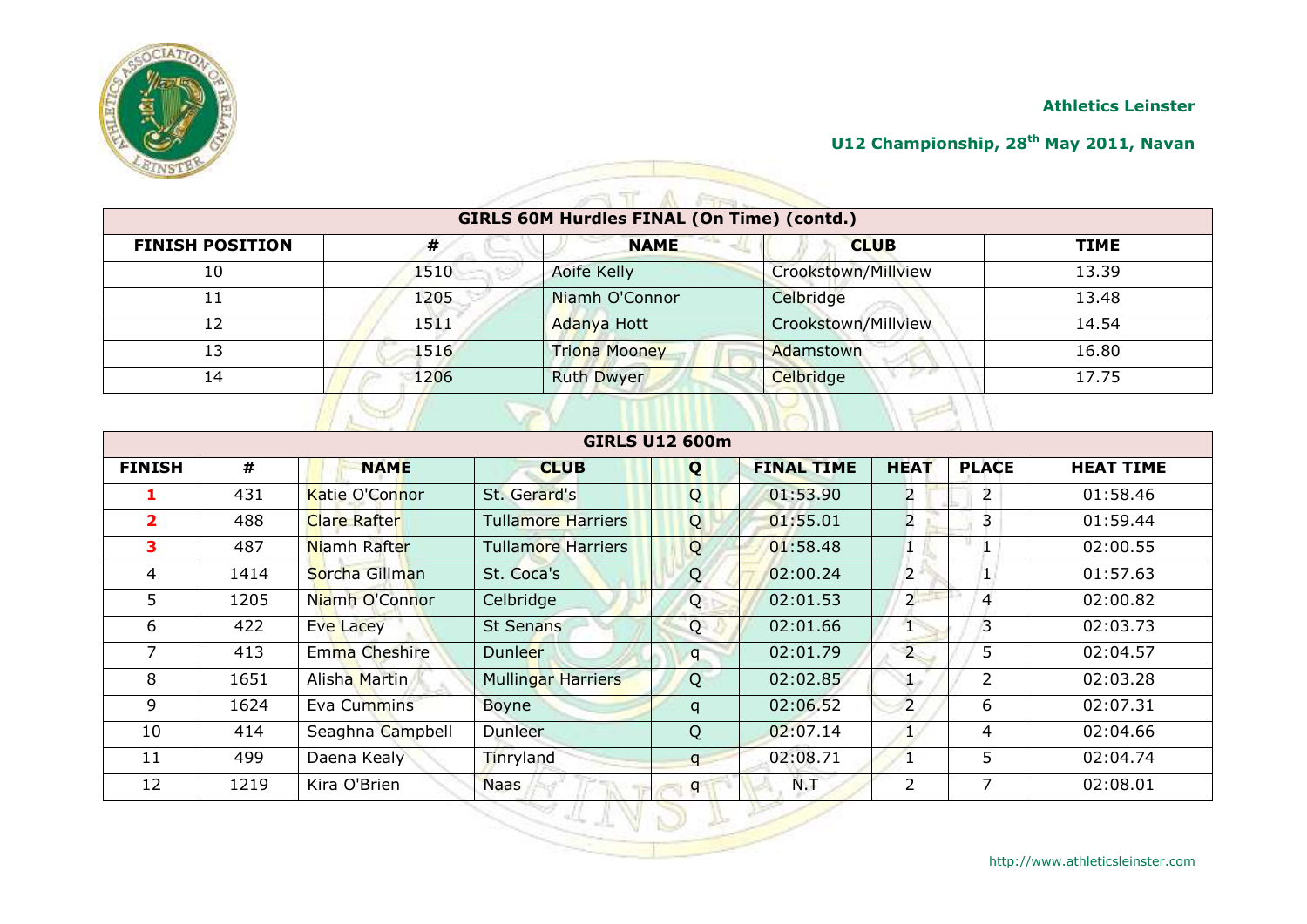Athletics Leinster

U12 Championship, 28th May 2011, Navan

| GIRLS 60M Hurdles FINAL (On Time) (contd.) | | | | |
|---|---|---|---|---|
| FINISH POSITION | # | NAME | CLUB | TIME |
| 10 | 1510 | Aoife Kelly | Crookstown/Millview | 13.39 |
| 11 | 1205 | Niamh O'Connor | Celbridge | 13.48 |
| 12 | 1511 | Adanya Hott | Crookstown/Millview | 14.54 |
| 13 | 1516 | Triona Mooney | Adamstown | 16.80 |
| 14 | 1206 | Ruth Dwyer | Celbridge | 17.75 |

| GIRLS U12 600m | | | | | | | | |
|---|---|---|---|---|---|---|---|---|
| FINISH | # | NAME | CLUB | Q | FINAL TIME | HEAT | PLACE | HEAT TIME |
| 1 | 431 | Katie O'Connor | St. Gerard's | Q | 01:53.90 | 2 | 2 | 01:58.46 |
| 2 | 488 | Clare Rafter | Tullamore Harriers | Q | 01:55.01 | 2 | 3 | 01:59.44 |
| 3 | 487 | Niamh Rafter | Tullamore Harriers | Q | 01:58.48 | 1 | 1 | 02:00.55 |
| 4 | 1414 | Sorcha Gillman | St. Coca's | Q | 02:00.24 | 2 | 1 | 01:57.63 |
| 5 | 1205 | Niamh O'Connor | Celbridge | Q | 02:01.53 | 2 | 4 | 02:00.82 |
| 6 | 422 | Eve Lacey | St Senans | Q | 02:01.66 | 1 | 3 | 02:03.73 |
| 7 | 413 | Emma Cheshire | Dunleer | q | 02:01.79 | 2 | 5 | 02:04.57 |
| 8 | 1651 | Alisha Martin | Mullingar Harriers | Q | 02:02.85 | 1 | 2 | 02:03.28 |
| 9 | 1624 | Eva Cummins | Boyne | q | 02:06.52 | 2 | 6 | 02:07.31 |
| 10 | 414 | Seaghna Campbell | Dunleer | Q | 02:07.14 | 1 | 4 | 02:04.66 |
| 11 | 499 | Daena Kealy | Tinryland | q | 02:08.71 | 1 | 5 | 02:04.74 |
| 12 | 1219 | Kira O'Brien | Naas | q | N.T | 2 | 7 | 02:08.01 |

http://www.athleticsleinster.com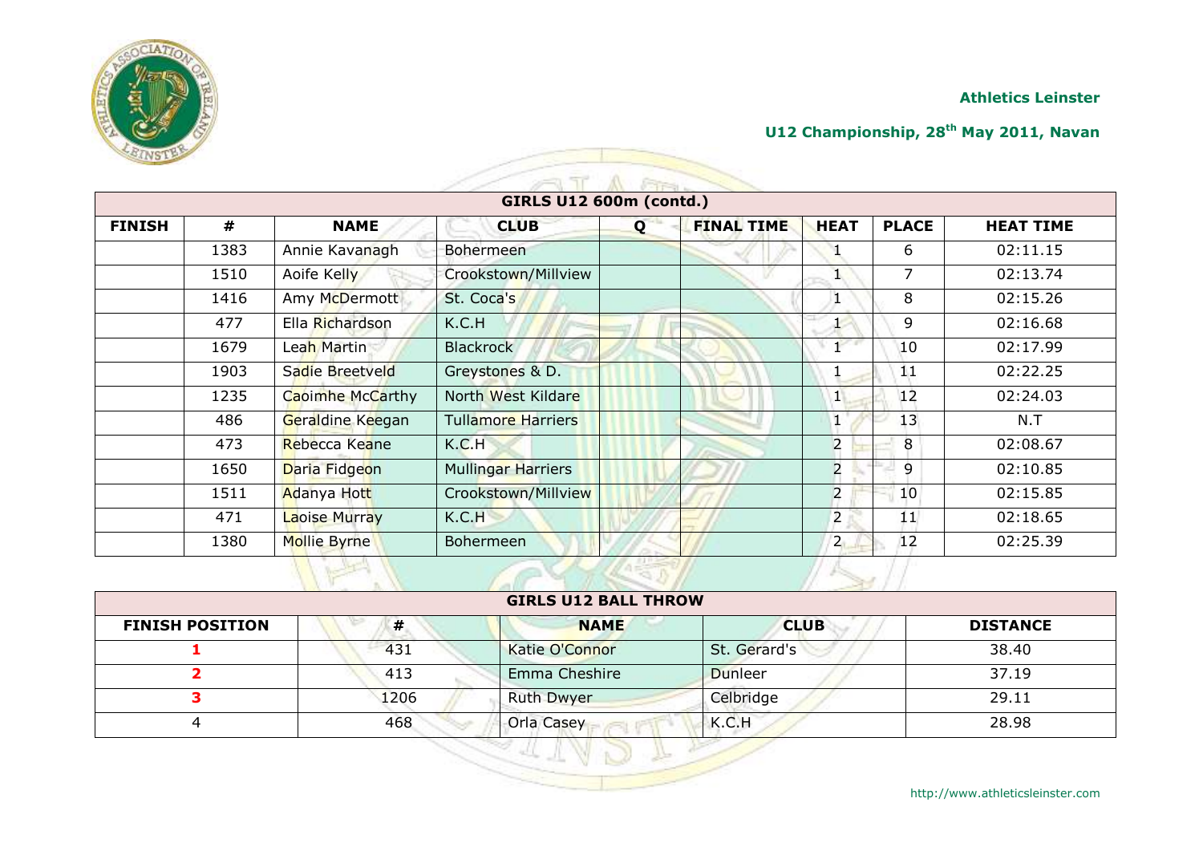**Athletics Leinster**

**U12 Championship, 28th May 2011, Navan**

| GIRLS U12 600m (contd.) | | | | | | | | |
|---|---|---|---|---|---|---|---|---|
| **FINISH** | **#** | **NAME** | **CLUB** | **Q** | **FINAL TIME** | **HEAT** | **PLACE** | **HEAT TIME** |
| | 1383 | Annie Kavanagh | Bohermeen | | | 1 | 6 | 02:11.15 |
| | 1510 | Aoife Kelly | Crookstown/Millview | | | 1 | 7 | 02:13.74 |
| | 1416 | Amy McDermott | St. Coca's | | | 1 | 8 | 02:15.26 |
| | 477 | Ella Richardson | K.C.H | | | 1 | 9 | 02:16.68 |
| | 1679 | Leah Martin | Blackrock | | | 1 | 10 | 02:17.99 |
| | 1903 | Sadie Breetveld | Greystones & D. | | | 1 | 11 | 02:22.25 |
| | 1235 | Caoimhe McCarthy | North West Kildare | | | 1 | 12 | 02:24.03 |
| | 486 | Geraldine Keegan | Tullamore Harriers | | | 1 | 13 | N.T |
| | 473 | Rebecca Keane | K.C.H | | | 2 | 8 | 02:08.67 |
| | 1650 | Daria Fidgeon | Mullingar Harriers | | | 2 | 9 | 02:10.85 |
| | 1511 | Adanya Hott | Crookstown/Millview | | | 2 | 10 | 02:15.85 |
| | 471 | Laoise Murray | K.C.H | | | 2 | 11 | 02:18.65 |
| | 1380 | Mollie Byrne | Bohermeen | | | 2 | 12 | 02:25.39 |

| GIRLS U12 BALL THROW | | | | |
|---|---|---|---|---|
| **FINISH POSITION** | **#** | **NAME** | **CLUB** | **DISTANCE** |
| **1** | 431 | Katie O'Connor | St. Gerard's | 38.40 |
| **2** | 413 | Emma Cheshire | Dunleer | 37.19 |
| **3** | 1206 | Ruth Dwyer | Celbridge | 29.11 |
| 4 | 468 | Orla Casey | K.C.H | 28.98 |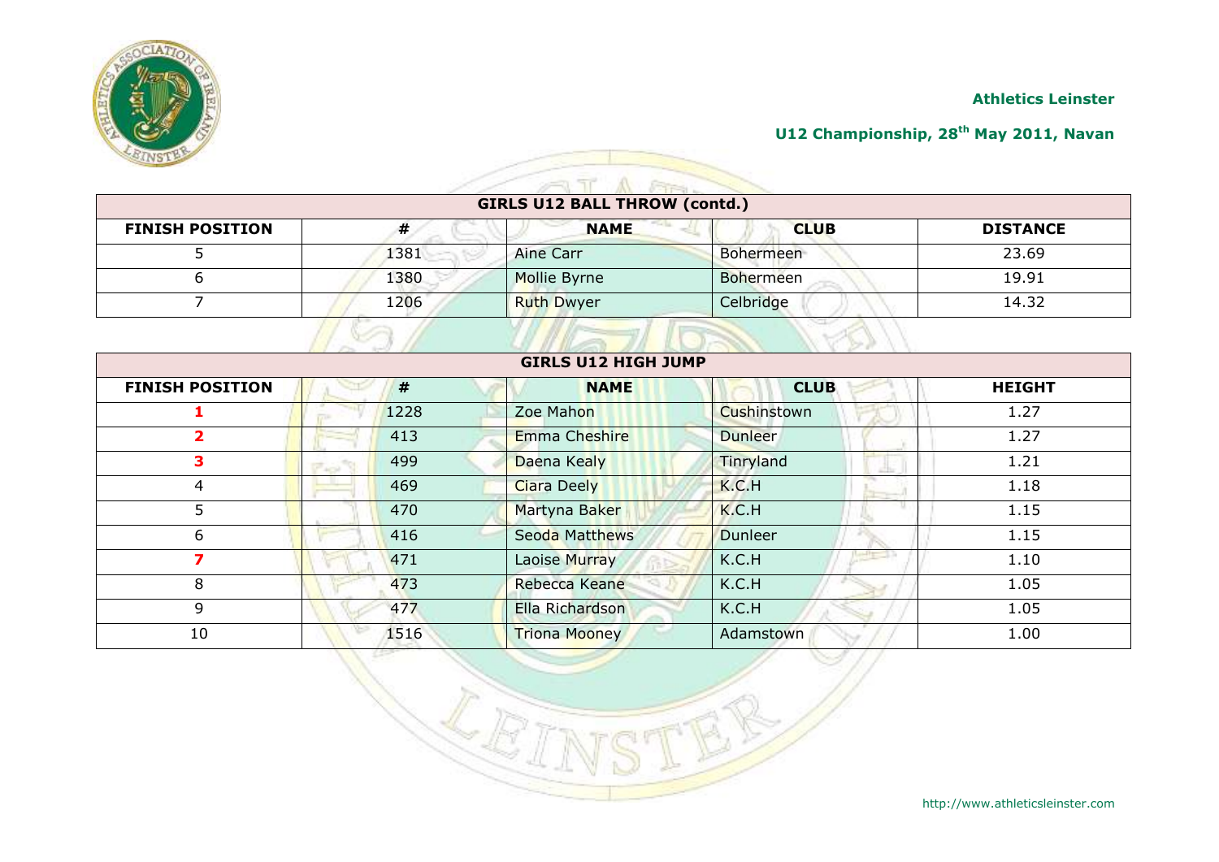Athletics Leinster

U12 Championship, 28th May 2011, Navan

| GIRLS U12 BALL THROW (contd.) | | | | |
|---|---|---|---|---|
| **FINISH POSITION** | **#** | **NAME** | **CLUB** | **DISTANCE** |
| 5 | 1381 | Aine Carr | Bohermeen | 23.69 |
| 6 | 1380 | Mollie Byrne | Bohermeen | 19.91 |
| 7 | 1206 | Ruth Dwyer | Celbridge | 14.32 |

| GIRLS U12 HIGH JUMP | | | | |
|---|---|---|---|---|
| **FINISH POSITION** | **#** | **NAME** | **CLUB** | **HEIGHT** |
| 1 | 1228 | Zoe Mahon | Cushinstown | 1.27 |
| 2 | 413 | Emma Cheshire | Dunleer | 1.27 |
| 3 | 499 | Daena Kealy | Tinryland | 1.21 |
| 4 | 469 | Ciara Deely | K.C.H | 1.18 |
| 5 | 470 | Martyna Baker | K.C.H | 1.15 |
| 6 | 416 | Seoda Matthews | Dunleer | 1.15 |
| 7 | 471 | Laoise Murray | K.C.H | 1.10 |
| 8 | 473 | Rebecca Keane | K.C.H | 1.05 |
| 9 | 477 | Ella Richardson | K.C.H | 1.05 |
| 10 | 1516 | Triona Mooney | Adamstown | 1.00 |

http://www.athleticsleinster.com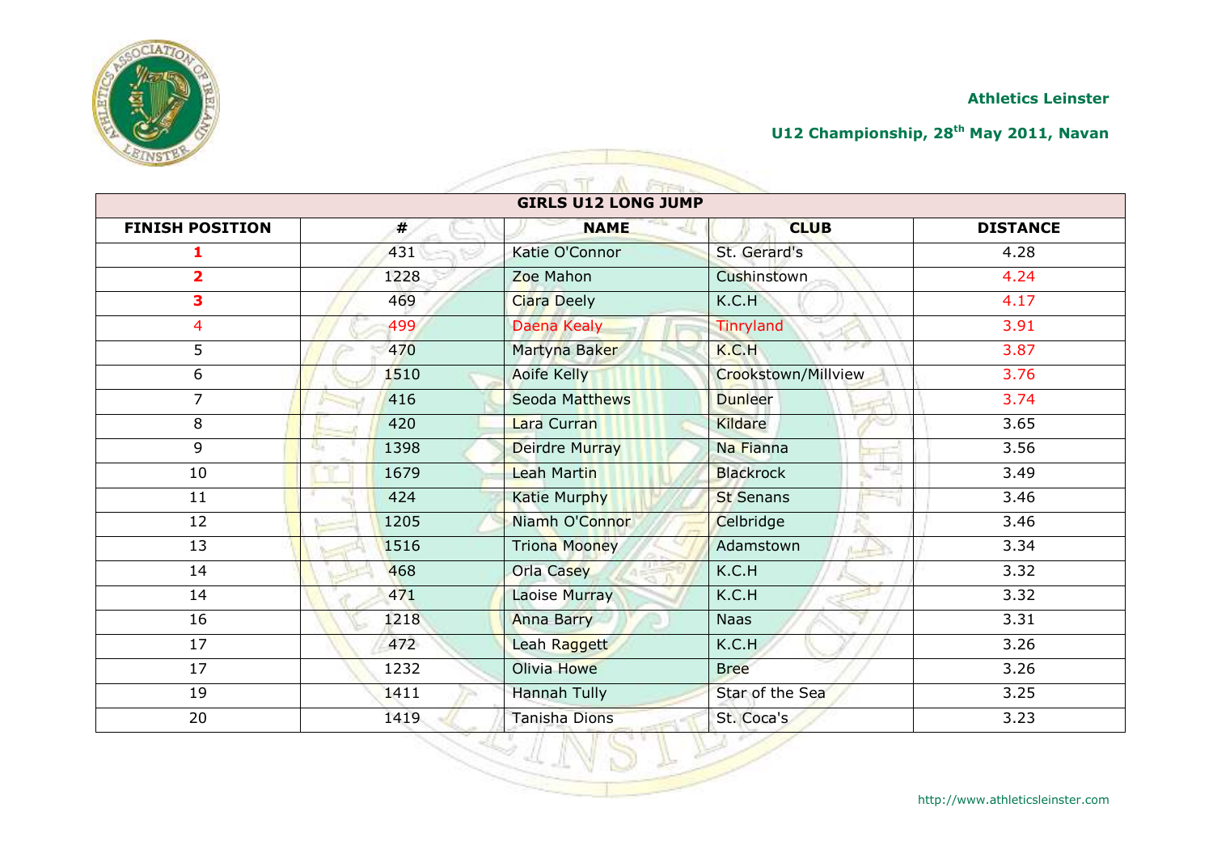Athletics Leinster

U12 Championship, 28th May 2011, Navan

| GIRLS U12 LONG JUMP | | | | |
|---|---|---|---|---|
| **FINISH POSITION** | **#** | **NAME** | **CLUB** | **DISTANCE** |
| **1** | 431 | Katie O'Connor | St. Gerard's | 4.28 |
| **2** | 1228 | Zoe Mahon | Cushinstown | 4.24 |
| **3** | 469 | Ciara Deely | K.C.H | 4.17 |
| 4 | 499 | Daena Kealy | Tinryland | 3.91 |
| 5 | 470 | Martyna Baker | K.C.H | 3.87 |
| 6 | 1510 | Aoife Kelly | Crookstown/Millview | 3.76 |
| 7 | 416 | Seoda Matthews | Dunleer | 3.74 |
| 8 | 420 | Lara Curran | Kildare | 3.65 |
| 9 | 1398 | Deirdre Murray | Na Fianna | 3.56 |
| 10 | 1679 | Leah Martin | Blackrock | 3.49 |
| 11 | 424 | Katie Murphy | St Senans | 3.46 |
| 12 | 1205 | Niamh O'Connor | Celbridge | 3.46 |
| 13 | 1516 | Triona Mooney | Adamstown | 3.34 |
| 14 | 468 | Orla Casey | K.C.H | 3.32 |
| 14 | 471 | Laoise Murray | K.C.H | 3.32 |
| 16 | 1218 | Anna Barry | Naas | 3.31 |
| 17 | 472 | Leah Raggett | K.C.H | 3.26 |
| 17 | 1232 | Olivia Howe | Bree | 3.26 |
| 19 | 1411 | Hannah Tully | Star of the Sea | 3.25 |
| 20 | 1419 | Tanisha Dions | St. Coca's | 3.23 |

http://www.athleticsleinster.com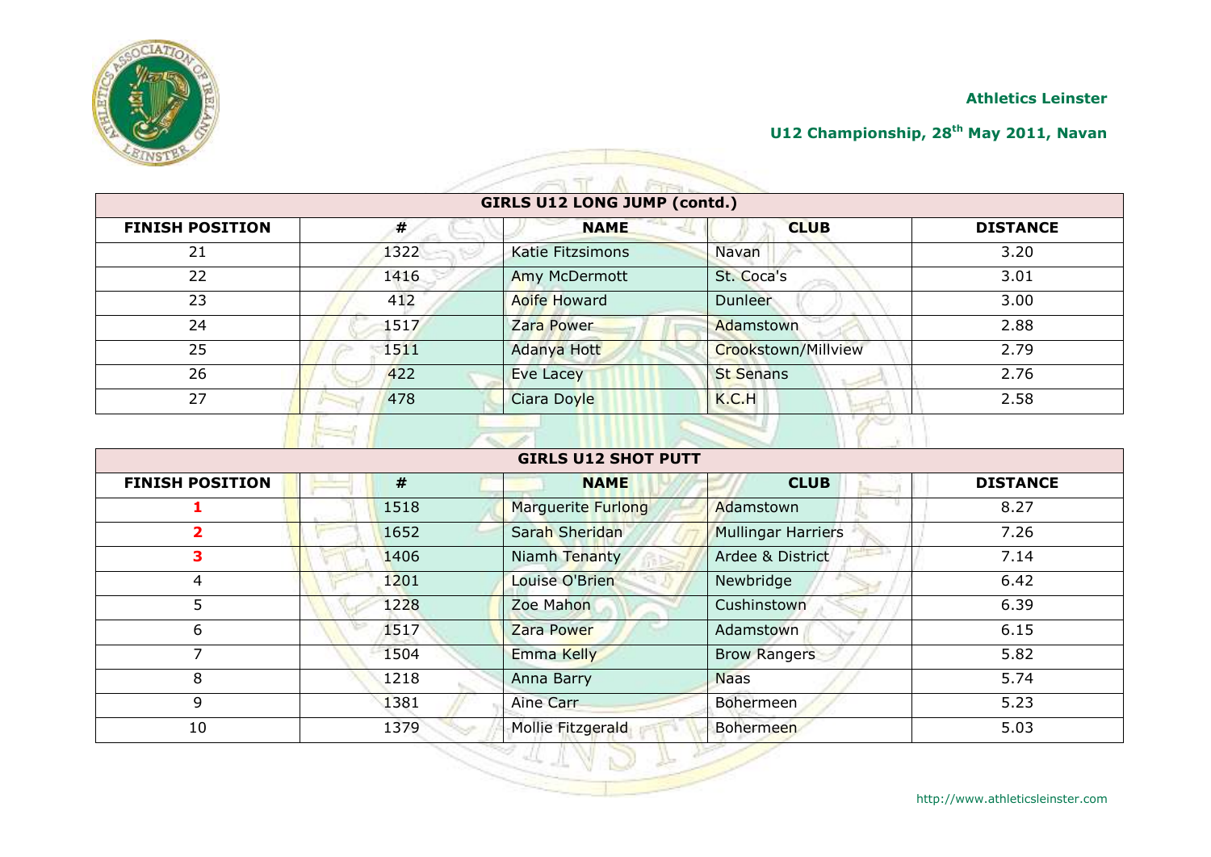| GIRLS U12 LONG JUMP (contd.) | | | | |
|---|---|---|---|---|
| **FINISH POSITION** | **#** | **NAME** | **CLUB** | **DISTANCE** |
| 21 | 1322 | Katie Fitzsimons | Navan | 3.20 |
| 22 | 1416 | Amy McDermott | St. Coca's | 3.01 |
| 23 | 412 | Aoife Howard | Dunleer | 3.00 |
| 24 | 1517 | Zara Power | Adamstown | 2.88 |
| 25 | 1511 | Adanya Hott | Crookstown/Millview | 2.79 |
| 26 | 422 | Eve Lacey | St Senans | 2.76 |
| 27 | 478 | Ciara Doyle | K.C.H | 2.58 |

| GIRLS U12 SHOT PUTT | | | | |
|---|---|---|---|---|
| **FINISH POSITION** | **#** | **NAME** | **CLUB** | **DISTANCE** |
| **1** | 1518 | Marguerite Furlong | Adamstown | 8.27 |
| **2** | 1652 | Sarah Sheridan | Mullingar Harriers | 7.26 |
| **3** | 1406 | Niamh Tenanty | Ardee & District | 7.14 |
| 4 | 1201 | Louise O'Brien | Newbridge | 6.42 |
| 5 | 1228 | Zoe Mahon | Cushinstown | 6.39 |
| 6 | 1517 | Zara Power | Adamstown | 6.15 |
| 7 | 1504 | Emma Kelly | Brow Rangers | 5.82 |
| 8 | 1218 | Anna Barry | Naas | 5.74 |
| 9 | 1381 | Aine Carr | Bohermeen | 5.23 |
| 10 | 1379 | Mollie Fitzgerald | Bohermeen | 5.03 |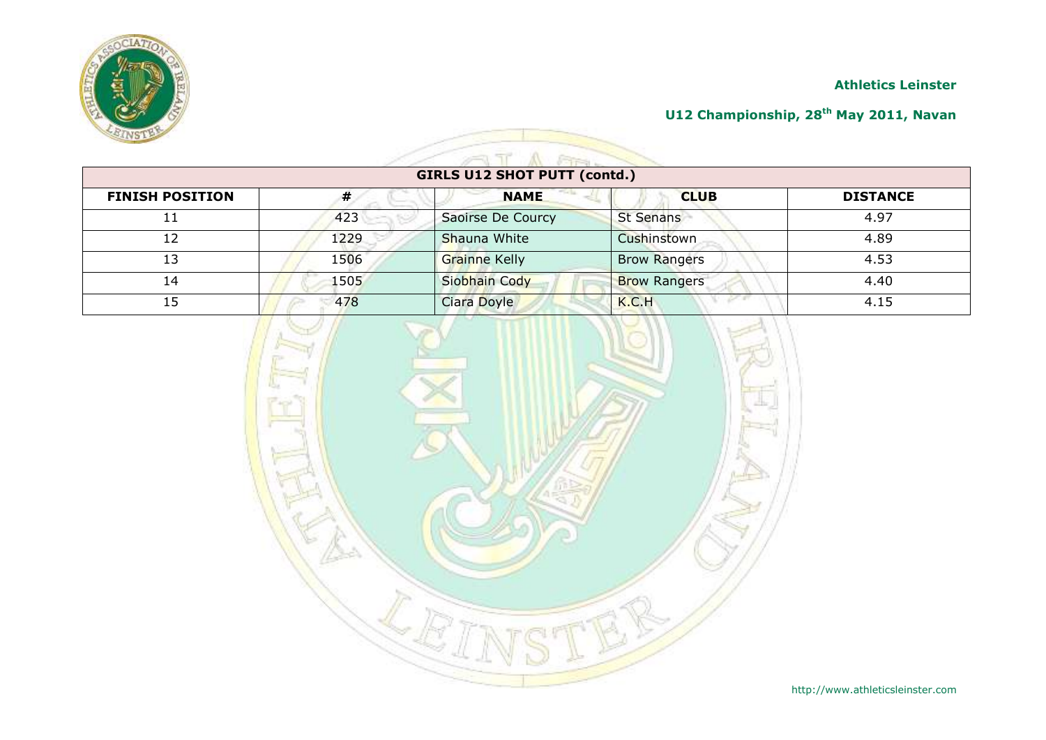**Athletics Leinster**

**U12 Championship, 28th May 2011, Navan**

| GIRLS U12 SHOT PUTT (contd.) | | | | |
|---|---|---|---|---|
| **FINISH POSITION** | **#** | **NAME** | **CLUB** | **DISTANCE** |
| 11 | 423 | Saoirse De Courcy | St Senans | 4.97 |
| 12 | 1229 | Shauna White | Cushinstown | 4.89 |
| 13 | 1506 | Grainne Kelly | Brow Rangers | 4.53 |
| 14 | 1505 | Siobhain Cody | Brow Rangers | 4.40 |
| 15 | 478 | Ciara Doyle | K.C.H | 4.15 |

http://www.athleticsleinster.com